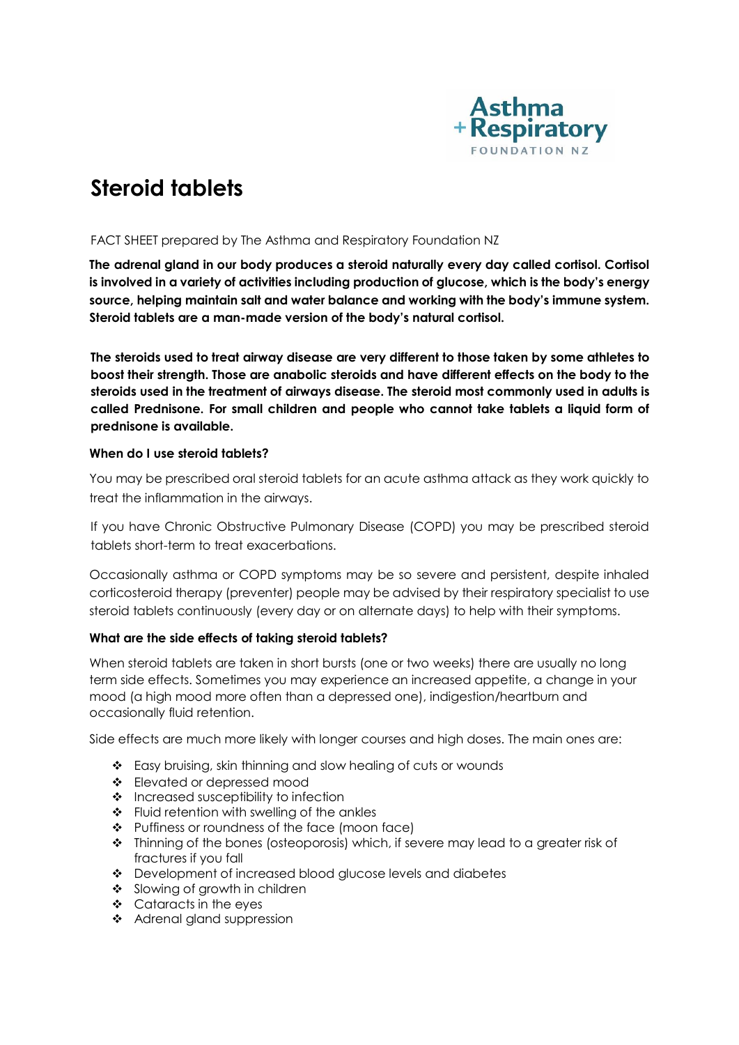Asthma + Respiratory FOUNDATION NZ

# Steroid tablets

FACT SHEET prepared by The Asthma and Respiratory Foundation NZ

**The adrenal gland in our body produces a steroid naturally every day called cortisol. Cortisol is involved in a variety of activities including production of glucose, which is the body's energy source, helping maintain salt and water balance and working with the body's immune system. Steroid tablets are a man-made version of the body's natural cortisol.**

**The steroids used to treat airway disease are very different to those taken by some athletes to boost their strength. Those are anabolic steroids and have different effects on the body to the steroids used in the treatment of airways disease. The steroid most commonly used in adults is called Prednisone. For small children and people who cannot take tablets a liquid form of prednisone is available.**

### When do I use steroid tablets?

You may be prescribed oral steroid tablets for an acute asthma attack as they work quickly to treat the inflammation in the airways.

If you have Chronic Obstructive Pulmonary Disease (COPD) you may be prescribed steroid tablets short-term to treat exacerbations.

Occasionally asthma or COPD symptoms may be so severe and persistent, despite inhaled corticosteroid therapy (preventer) people may be advised by their respiratory specialist to use steroid tablets continuously (every day or on alternate days) to help with their symptoms.

### What are the side effects of taking steroid tablets?

When steroid tablets are taken in short bursts (one or two weeks) there are usually no long term side effects. Sometimes you may experience an increased appetite, a change in your mood (a high mood more often than a depressed one), indigestion/heartburn and occasionally fluid retention.

Side effects are much more likely with longer courses and high doses. The main ones are:

- Easy bruising, skin thinning and slow healing of cuts or wounds
- Elevated or depressed mood
- Increased susceptibility to infection
- Fluid retention with swelling of the ankles
- Puffiness or roundness of the face (moon face)
- Thinning of the bones (osteoporosis) which, if severe may lead to a greater risk of fractures if you fall
- Development of increased blood glucose levels and diabetes
- Slowing of growth in children
- Cataracts in the eyes
- Adrenal gland suppression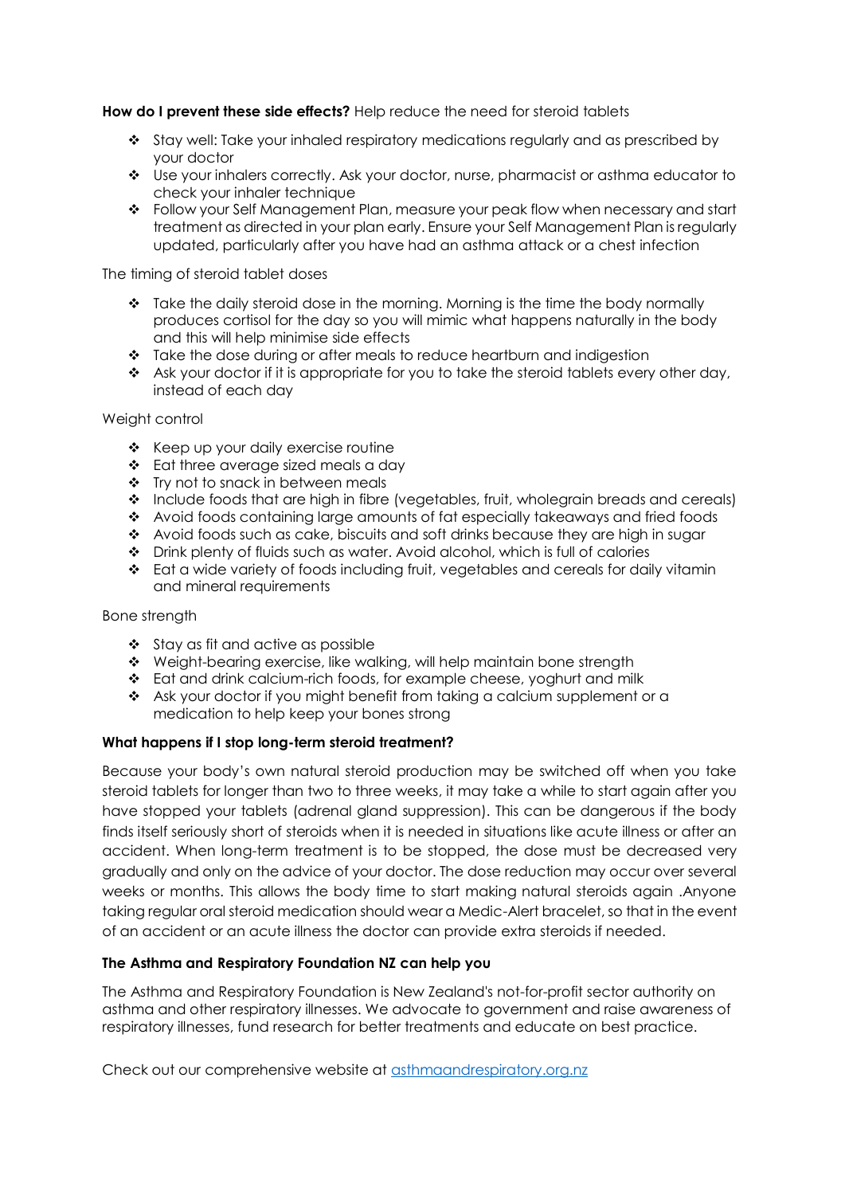**How do I prevent these side effects?** Help reduce the need for steroid tablets

- Stay well: Take your inhaled respiratory medications regularly and as prescribed by your doctor
- Use your inhalers correctly. Ask your doctor, nurse, pharmacist or asthma educator to check your inhaler technique
- Follow your Self Management Plan, measure your peak flow when necessary and start treatment as directed in your plan early. Ensure your Self Management Plan is regularly updated, particularly after you have had an asthma attack or a chest infection

The timing of steroid tablet doses

- Take the daily steroid dose in the morning. Morning is the time the body normally produces cortisol for the day so you will mimic what happens naturally in the body and this will help minimise side effects
- Take the dose during or after meals to reduce heartburn and indigestion
- Ask your doctor if it is appropriate for you to take the steroid tablets every other day, instead of each day

Weight control

- Keep up your daily exercise routine
- Eat three average sized meals a day
- Try not to snack in between meals
- Include foods that are high in fibre (vegetables, fruit, wholegrain breads and cereals)
- Avoid foods containing large amounts of fat especially takeaways and fried foods
- Avoid foods such as cake, biscuits and soft drinks because they are high in sugar
- Drink plenty of fluids such as water. Avoid alcohol, which is full of calories
- Eat a wide variety of foods including fruit, vegetables and cereals for daily vitamin and mineral requirements

Bone strength

- Stay as fit and active as possible
- Weight-bearing exercise, like walking, will help maintain bone strength
- Eat and drink calcium-rich foods, for example cheese, yoghurt and milk
- Ask your doctor if you might benefit from taking a calcium supplement or a medication to help keep your bones strong

**What happens if I stop long-term steroid treatment?**

Because your body's own natural steroid production may be switched off when you take steroid tablets for longer than two to three weeks, it may take a while to start again after you have stopped your tablets (adrenal gland suppression). This can be dangerous if the body finds itself seriously short of steroids when it is needed in situations like acute illness or after an accident. When long-term treatment is to be stopped, the dose must be decreased very gradually and only on the advice of your doctor. The dose reduction may occur over several weeks or months. This allows the body time to start making natural steroids again .Anyone taking regular oral steroid medication should wear a Medic-Alert bracelet, so that in the event of an accident or an acute illness the doctor can provide extra steroids if needed.

**The Asthma and Respiratory Foundation NZ can help you**

The Asthma and Respiratory Foundation is New Zealand's not-for-profit sector authority on asthma and other respiratory illnesses. We advocate to government and raise awareness of respiratory illnesses, fund research for better treatments and educate on best practice.

Check out our comprehensive website at [asthmaandrespiratory.org.nz](https://asthmaandrespiratory.org.nz)